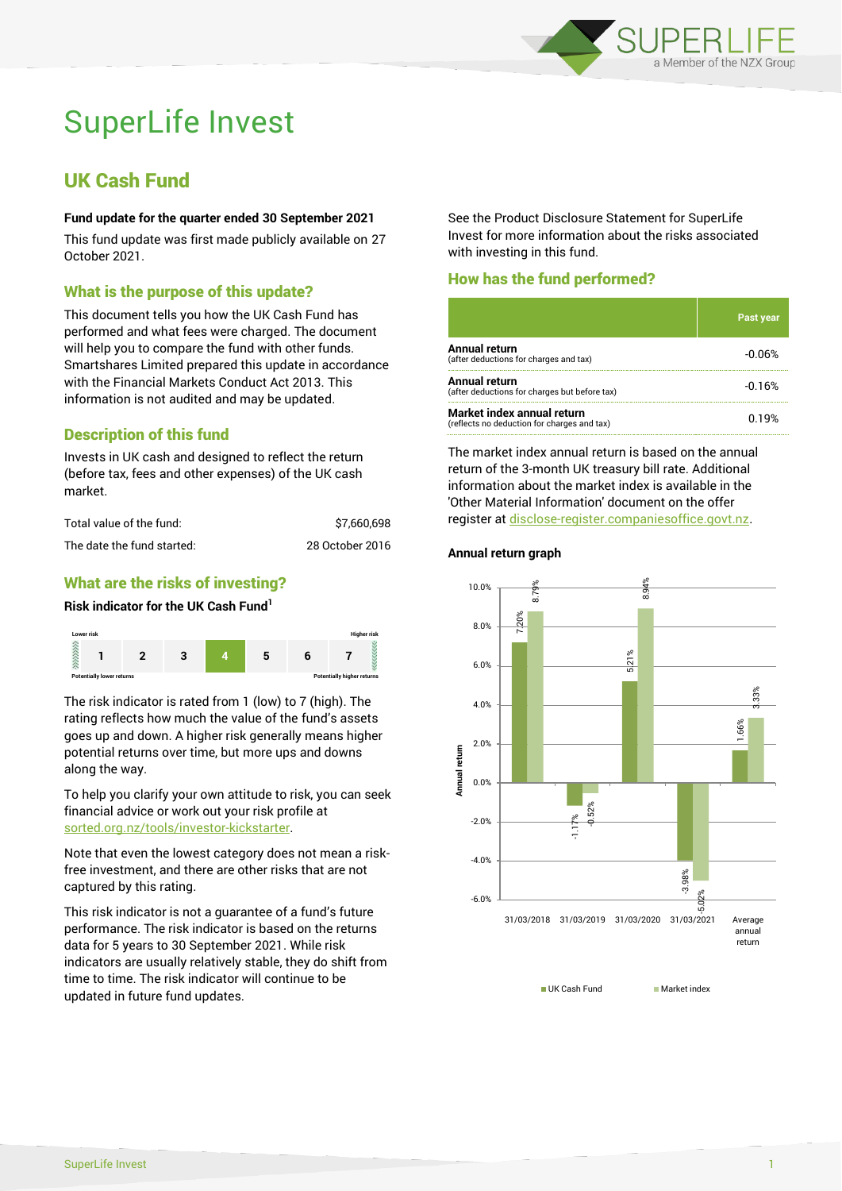# SuperLife Invest

## UK Cash Fund

**Fund update for the quarter ended 30 September 2021**

This fund update was first made publicly available on 27 October 2021.

### What is the purpose of this update?

This document tells you how the UK Cash Fund has performed and what fees were charged. The document will help you to compare the fund with other funds. Smartshares Limited prepared this update in accordance with the Financial Markets Conduct Act 2013. This information is not audited and may be updated.

### Description of this fund

Invests in UK cash and designed to reflect the return (before tax, fees and other expenses) of the UK cash market.

| | |
|---|---|
| Total value of the fund: | $7,660,698 |
| The date the fund started: | 28 October 2016 |

### What are the risks of investing?

**Risk indicator for the UK Cash Fund[1]**

Lower risk — Higher risk

| 1 | 2 | 3 | **4** | 5 | 6 | 7 |
|---|---|---|---|---|---|---|

Potentially lower returns — Potentially higher returns

The risk indicator is rated from 1 (low) to 7 (high). The rating reflects how much the value of the fund's assets goes up and down. A higher risk generally means higher potential returns over time, but more ups and downs along the way.

To help you clarify your own attitude to risk, you can seek financial advice or work out your risk profile at sorted.org.nz/tools/investor-kickstarter.

Note that even the lowest category does not mean a risk-free investment, and there are other risks that are not captured by this rating.

This risk indicator is not a guarantee of a fund's future performance. The risk indicator is based on the returns data for 5 years to 30 September 2021. While risk indicators are usually relatively stable, they do shift from time to time. The risk indicator will continue to be updated in future fund updates.

See the Product Disclosure Statement for SuperLife Invest for more information about the risks associated with investing in this fund.

### How has the fund performed?

| | Past year |
|---|---|
| **Annual return** (after deductions for charges and tax) | -0.06% |
| **Annual return** (after deductions for charges but before tax) | -0.16% |
| **Market index annual return** (reflects no deduction for charges and tax) | 0.19% |

The market index annual return is based on the annual return of the 3-month UK treasury bill rate. Additional information about the market index is available in the 'Other Material Information' document on the offer register at disclose-register.companiesoffice.govt.nz.

**Annual return graph**

| | UK Cash Fund | Market index |
|---|---|---|
| 31/03/2018 | 7.20% | 8.79% |
| 31/03/2019 | -1.17% | -0.52% |
| 31/03/2020 | 5.21% | 8.94% |
| 31/03/2021 | -3.98% | -5.02% |
| Average annual return | 1.66% | 3.33% |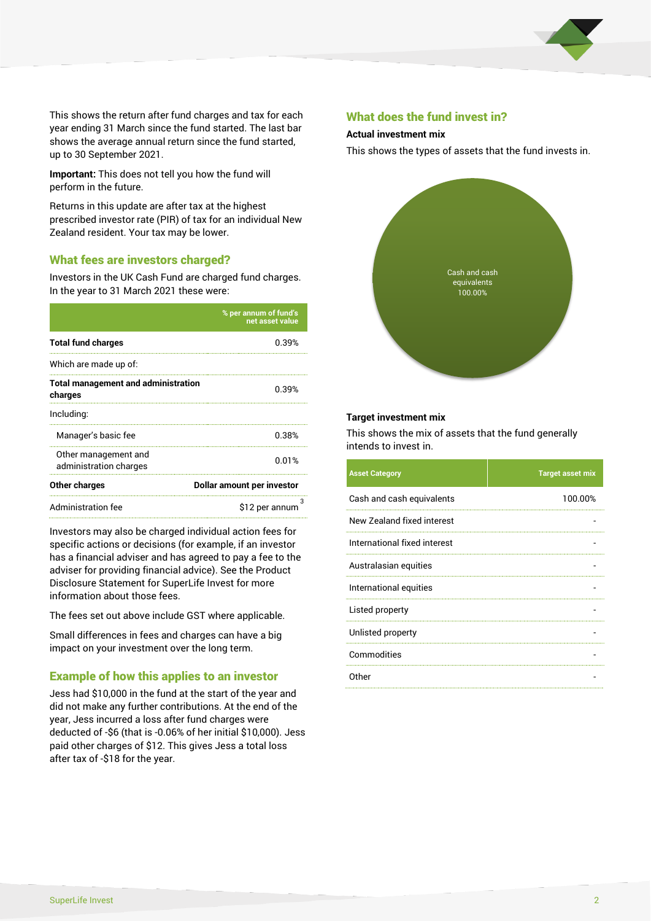This shows the return after fund charges and tax for each year ending 31 March since the fund started. The last bar shows the average annual return since the fund started, up to 30 September 2021.

**Important:** This does not tell you how the fund will perform in the future.

Returns in this update are after tax at the highest prescribed investor rate (PIR) of tax for an individual New Zealand resident. Your tax may be lower.

## What fees are investors charged?

Investors in the UK Cash Fund are charged fund charges. In the year to 31 March 2021 these were:

| | % per annum of fund's net asset value |
|---|---|
| **Total fund charges** | 0.39% |
| Which are made up of: | |
| **Total management and administration charges** | 0.39% |
| Including: | |
| Manager's basic fee | 0.38% |
| Other management and administration charges | 0.01% |
| **Other charges** | **Dollar amount per investor** |
| Administration fee | $12 per annum [3] |

Investors may also be charged individual action fees for specific actions or decisions (for example, if an investor has a financial adviser and has agreed to pay a fee to the adviser for providing financial advice). See the Product Disclosure Statement for SuperLife Invest for more information about those fees.

The fees set out above include GST where applicable.

Small differences in fees and charges can have a big impact on your investment over the long term.

## Example of how this applies to an investor

Jess had $10,000 in the fund at the start of the year and did not make any further contributions. At the end of the year, Jess incurred a loss after fund charges were deducted of -$6 (that is -0.06% of her initial $10,000). Jess paid other charges of $12. This gives Jess a total loss after tax of -$18 for the year.

## What does the fund invest in?

### Actual investment mix

This shows the types of assets that the fund invests in.

Cash and cash equivalents 100.00%

### Target investment mix

This shows the mix of assets that the fund generally intends to invest in.

| Asset Category | Target asset mix |
|---|---|
| Cash and cash equivalents | 100.00% |
| New Zealand fixed interest | - |
| International fixed interest | - |
| Australasian equities | - |
| International equities | - |
| Listed property | - |
| Unlisted property | - |
| Commodities | - |
| Other | - |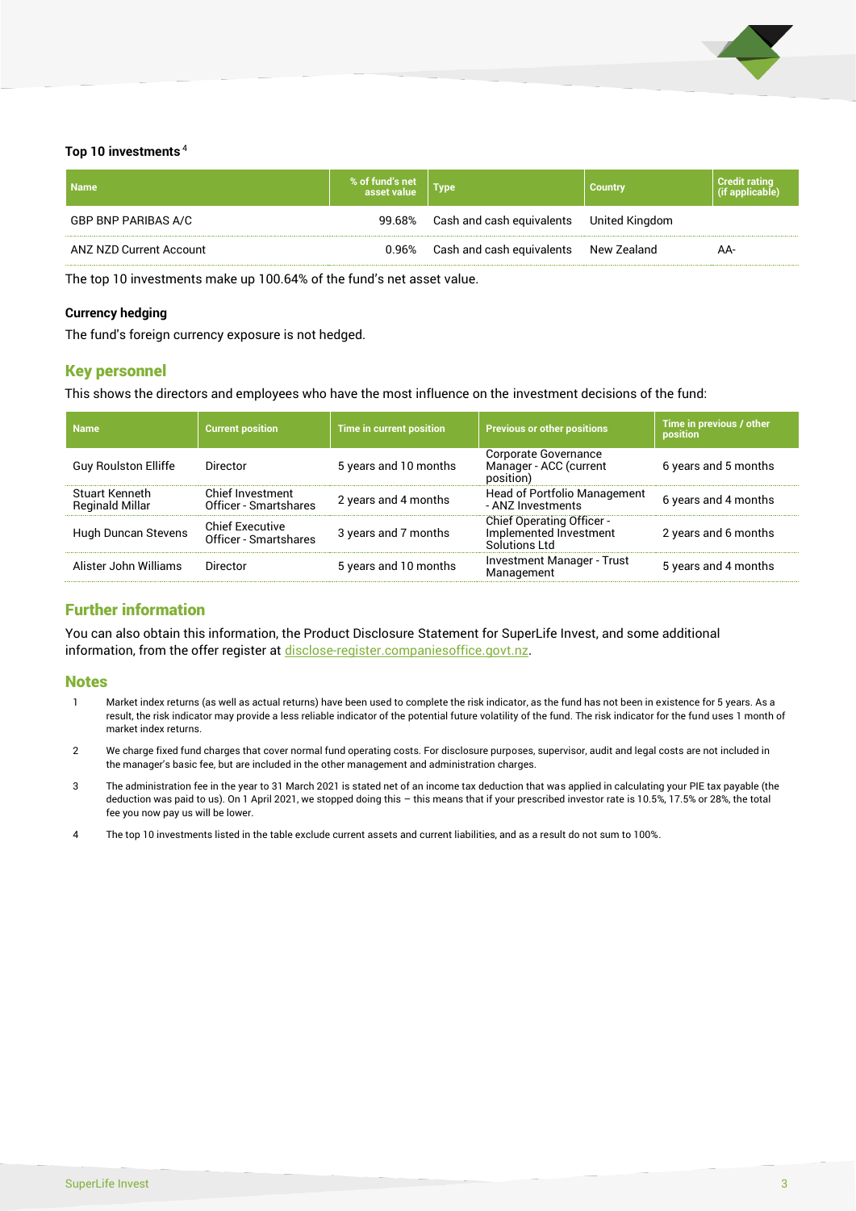### Top 10 investments[4]

| Name | % of fund's net asset value | Type | Country | Credit rating (if applicable) |
|---|---|---|---|---|
| GBP BNP PARIBAS A/C | 99.68% | Cash and cash equivalents | United Kingdom | |
| ANZ NZD Current Account | 0.96% | Cash and cash equivalents | New Zealand | AA- |

The top 10 investments make up 100.64% of the fund's net asset value.

### Currency hedging

The fund's foreign currency exposure is not hedged.

## Key personnel

This shows the directors and employees who have the most influence on the investment decisions of the fund:

| Name | Current position | Time in current position | Previous or other positions | Time in previous / other position |
|---|---|---|---|---|
| Guy Roulston Elliffe | Director | 5 years and 10 months | Corporate Governance Manager - ACC (current position) | 6 years and 5 months |
| Stuart Kenneth Reginald Millar | Chief Investment Officer - Smartshares | 2 years and 4 months | Head of Portfolio Management - ANZ Investments | 6 years and 4 months |
| Hugh Duncan Stevens | Chief Executive Officer - Smartshares | 3 years and 7 months | Chief Operating Officer - Implemented Investment Solutions Ltd | 2 years and 6 months |
| Alister John Williams | Director | 5 years and 10 months | Investment Manager - Trust Management | 5 years and 4 months |

## Further information

You can also obtain this information, the Product Disclosure Statement for SuperLife Invest, and some additional information, from the offer register at disclose-register.companiesoffice.govt.nz.

## Notes

1. Market index returns (as well as actual returns) have been used to complete the risk indicator, as the fund has not been in existence for 5 years. As a result, the risk indicator may provide a less reliable indicator of the potential future volatility of the fund. The risk indicator for the fund uses 1 month of market index returns.
2. We charge fixed fund charges that cover normal fund operating costs. For disclosure purposes, supervisor, audit and legal costs are not included in the manager's basic fee, but are included in the other management and administration charges.
3. The administration fee in the year to 31 March 2021 is stated net of an income tax deduction that was applied in calculating your PIE tax payable (the deduction was paid to us). On 1 April 2021, we stopped doing this – this means that if your prescribed investor rate is 10.5%, 17.5% or 28%, the total fee you now pay us will be lower.
4. The top 10 investments listed in the table exclude current assets and current liabilities, and as a result do not sum to 100%.